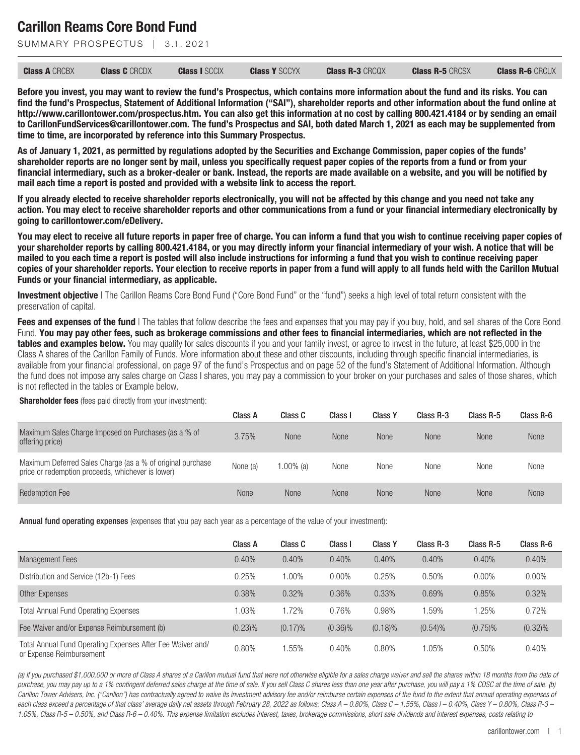# Carillon Reams Core Bond Fund

SUMMARY PROSPECTUS | 3.1.2021

| **Class A** CRCBX | **Class C** CRCDX | **Class I** SCCIX | **Class Y** SCCYX | **Class R-3** CRCQX | **Class R-5** CRCSX | **Class R-6** CRCUX |
|---|---|---|---|---|---|---|

**Before you invest, you may want to review the fund's Prospectus, which contains more information about the fund and its risks. You can find the fund's Prospectus, Statement of Additional Information ("SAI"), shareholder reports and other information about the fund online at http://www.carillontower.com/prospectus.htm. You can also get this information at no cost by calling 800.421.4184 or by sending an email to CarillonFundServices@carillontower.com. The fund's Prospectus and SAI, both dated March 1, 2021 as each may be supplemented from time to time, are incorporated by reference into this Summary Prospectus.**

**As of January 1, 2021, as permitted by regulations adopted by the Securities and Exchange Commission, paper copies of the funds' shareholder reports are no longer sent by mail, unless you specifically request paper copies of the reports from a fund or from your financial intermediary, such as a broker-dealer or bank. Instead, the reports are made available on a website, and you will be notified by mail each time a report is posted and provided with a website link to access the report.**

**If you already elected to receive shareholder reports electronically, you will not be affected by this change and you need not take any action. You may elect to receive shareholder reports and other communications from a fund or your financial intermediary electronically by going to carillontower.com/eDelivery.**

**You may elect to receive all future reports in paper free of charge. You can inform a fund that you wish to continue receiving paper copies of your shareholder reports by calling 800.421.4184, or you may directly inform your financial intermediary of your wish. A notice that will be mailed to you each time a report is posted will also include instructions for informing a fund that you wish to continue receiving paper copies of your shareholder reports. Your election to receive reports in paper from a fund will apply to all funds held with the Carillon Mutual Funds or your financial intermediary, as applicable.**

**Investment objective** | The Carillon Reams Core Bond Fund ("Core Bond Fund" or the "fund") seeks a high level of total return consistent with the preservation of capital.

**Fees and expenses of the fund** | The tables that follow describe the fees and expenses that you may pay if you buy, hold, and sell shares of the Core Bond Fund. **You may pay other fees, such as brokerage commissions and other fees to financial intermediaries, which are not reflected in the tables and examples below.** You may qualify for sales discounts if you and your family invest, or agree to invest in the future, at least $25,000 in the Class A shares of the Carillon Family of Funds. More information about these and other discounts, including through specific financial intermediaries, is available from your financial professional, on page 97 of the fund's Prospectus and on page 52 of the fund's Statement of Additional Information. Although the fund does not impose any sales charge on Class I shares, you may pay a commission to your broker on your purchases and sales of those shares, which is not reflected in the tables or Example below.

**Shareholder fees** (fees paid directly from your investment):

| | Class A | Class C | Class I | Class Y | Class R-3 | Class R-5 | Class R-6 |
|---|---|---|---|---|---|---|---|
| Maximum Sales Charge Imposed on Purchases (as a % of offering price) | 3.75% | None | None | None | None | None | None |
| Maximum Deferred Sales Charge (as a % of original purchase price or redemption proceeds, whichever is lower) | None (a) | 1.00% (a) | None | None | None | None | None |
| Redemption Fee | None | None | None | None | None | None | None |

**Annual fund operating expenses** (expenses that you pay each year as a percentage of the value of your investment):

| | Class A | Class C | Class I | Class Y | Class R-3 | Class R-5 | Class R-6 |
|---|---|---|---|---|---|---|---|
| Management Fees | 0.40% | 0.40% | 0.40% | 0.40% | 0.40% | 0.40% | 0.40% |
| Distribution and Service (12b-1) Fees | 0.25% | 1.00% | 0.00% | 0.25% | 0.50% | 0.00% | 0.00% |
| Other Expenses | 0.38% | 0.32% | 0.36% | 0.33% | 0.69% | 0.85% | 0.32% |
| Total Annual Fund Operating Expenses | 1.03% | 1.72% | 0.76% | 0.98% | 1.59% | 1.25% | 0.72% |
| Fee Waiver and/or Expense Reimbursement (b) | (0.23)% | (0.17)% | (0.36)% | (0.18)% | (0.54)% | (0.75)% | (0.32)% |
| Total Annual Fund Operating Expenses After Fee Waiver and/or Expense Reimbursement | 0.80% | 1.55% | 0.40% | 0.80% | 1.05% | 0.50% | 0.40% |

*(a) If you purchased $1,000,000 or more of Class A shares of a Carillon mutual fund that were not otherwise eligible for a sales charge waiver and sell the shares within 18 months from the date of purchase, you may pay up to a 1% contingent deferred sales charge at the time of sale. If you sell Class C shares less than one year after purchase, you will pay a 1% CDSC at the time of sale. (b) Carillon Tower Advisers, Inc. ("Carillon") has contractually agreed to waive its investment advisory fee and/or reimburse certain expenses of the fund to the extent that annual operating expenses of each class exceed a percentage of that class' average daily net assets through February 28, 2022 as follows: Class A – 0.80%, Class C – 1.55%, Class I – 0.40%, Class Y – 0.80%, Class R-3 – 1.05%, Class R-5 – 0.50%, and Class R-6 – 0.40%. This expense limitation excludes interest, taxes, brokerage commissions, short sale dividends and interest expenses, costs relating to*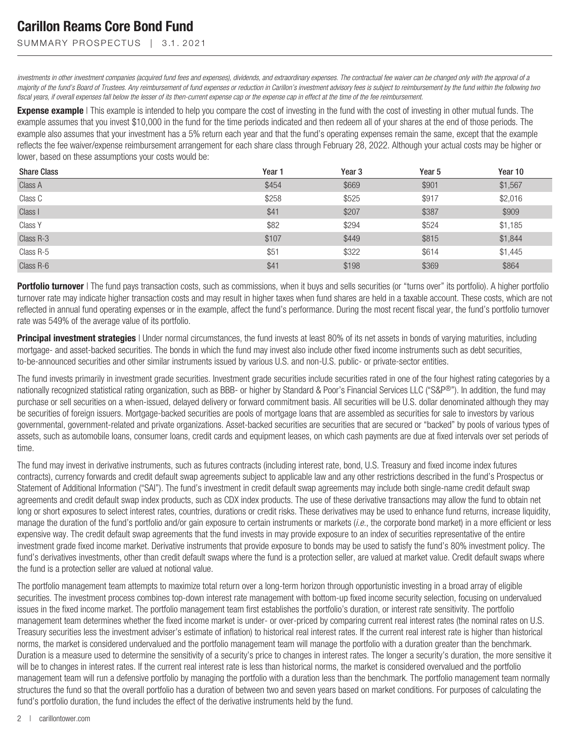*investments in other investment companies (acquired fund fees and expenses), dividends, and extraordinary expenses. The contractual fee waiver can be changed only with the approval of a majority of the fund's Board of Trustees. Any reimbursement of fund expenses or reduction in Carillon's investment advisory fees is subject to reimbursement by the fund within the following two fiscal years, if overall expenses fall below the lesser of its then-current expense cap or the expense cap in effect at the time of the fee reimbursement.*

**Expense example** | This example is intended to help you compare the cost of investing in the fund with the cost of investing in other mutual funds. The example assumes that you invest $10,000 in the fund for the time periods indicated and then redeem all of your shares at the end of those periods. The example also assumes that your investment has a 5% return each year and that the fund's operating expenses remain the same, except that the example reflects the fee waiver/expense reimbursement arrangement for each share class through February 28, 2022. Although your actual costs may be higher or lower, based on these assumptions your costs would be:

| Share Class | Year 1 | Year 3 | Year 5 | Year 10 |
|---|---|---|---|---|
| Class A | $454 | $669 | $901 | $1,567 |
| Class C | $258 | $525 | $917 | $2,016 |
| Class I | $41 | $207 | $387 | $909 |
| Class Y | $82 | $294 | $524 | $1,185 |
| Class R-3 | $107 | $449 | $815 | $1,844 |
| Class R-5 | $51 | $322 | $614 | $1,445 |
| Class R-6 | $41 | $198 | $369 | $864 |

**Portfolio turnover** | The fund pays transaction costs, such as commissions, when it buys and sells securities (or "turns over" its portfolio). A higher portfolio turnover rate may indicate higher transaction costs and may result in higher taxes when fund shares are held in a taxable account. These costs, which are not reflected in annual fund operating expenses or in the example, affect the fund's performance. During the most recent fiscal year, the fund's portfolio turnover rate was 549% of the average value of its portfolio.

**Principal investment strategies** | Under normal circumstances, the fund invests at least 80% of its net assets in bonds of varying maturities, including mortgage- and asset-backed securities. The bonds in which the fund may invest also include other fixed income instruments such as debt securities, to-be-announced securities and other similar instruments issued by various U.S. and non-U.S. public- or private-sector entities.

The fund invests primarily in investment grade securities. Investment grade securities include securities rated in one of the four highest rating categories by a nationally recognized statistical rating organization, such as BBB- or higher by Standard & Poor's Financial Services LLC ("S&P®"). In addition, the fund may purchase or sell securities on a when-issued, delayed delivery or forward commitment basis. All securities will be U.S. dollar denominated although they may be securities of foreign issuers. Mortgage-backed securities are pools of mortgage loans that are assembled as securities for sale to investors by various governmental, government-related and private organizations. Asset-backed securities are securities that are secured or "backed" by pools of various types of assets, such as automobile loans, consumer loans, credit cards and equipment leases, on which cash payments are due at fixed intervals over set periods of time.

The fund may invest in derivative instruments, such as futures contracts (including interest rate, bond, U.S. Treasury and fixed income index futures contracts), currency forwards and credit default swap agreements subject to applicable law and any other restrictions described in the fund's Prospectus or Statement of Additional Information ("SAI"). The fund's investment in credit default swap agreements may include both single-name credit default swap agreements and credit default swap index products, such as CDX index products. The use of these derivative transactions may allow the fund to obtain net long or short exposures to select interest rates, countries, durations or credit risks. These derivatives may be used to enhance fund returns, increase liquidity, manage the duration of the fund's portfolio and/or gain exposure to certain instruments or markets (*i.e.*, the corporate bond market) in a more efficient or less expensive way. The credit default swap agreements that the fund invests in may provide exposure to an index of securities representative of the entire investment grade fixed income market. Derivative instruments that provide exposure to bonds may be used to satisfy the fund's 80% investment policy. The fund's derivatives investments, other than credit default swaps where the fund is a protection seller, are valued at market value. Credit default swaps where the fund is a protection seller are valued at notional value.

The portfolio management team attempts to maximize total return over a long-term horizon through opportunistic investing in a broad array of eligible securities. The investment process combines top-down interest rate management with bottom-up fixed income security selection, focusing on undervalued issues in the fixed income market. The portfolio management team first establishes the portfolio's duration, or interest rate sensitivity. The portfolio management team determines whether the fixed income market is under- or over-priced by comparing current real interest rates (the nominal rates on U.S. Treasury securities less the investment adviser's estimate of inflation) to historical real interest rates. If the current real interest rate is higher than historical norms, the market is considered undervalued and the portfolio management team will manage the portfolio with a duration greater than the benchmark. Duration is a measure used to determine the sensitivity of a security's price to changes in interest rates. The longer a security's duration, the more sensitive it will be to changes in interest rates. If the current real interest rate is less than historical norms, the market is considered overvalued and the portfolio management team will run a defensive portfolio by managing the portfolio with a duration less than the benchmark. The portfolio management team normally structures the fund so that the overall portfolio has a duration of between two and seven years based on market conditions. For purposes of calculating the fund's portfolio duration, the fund includes the effect of the derivative instruments held by the fund.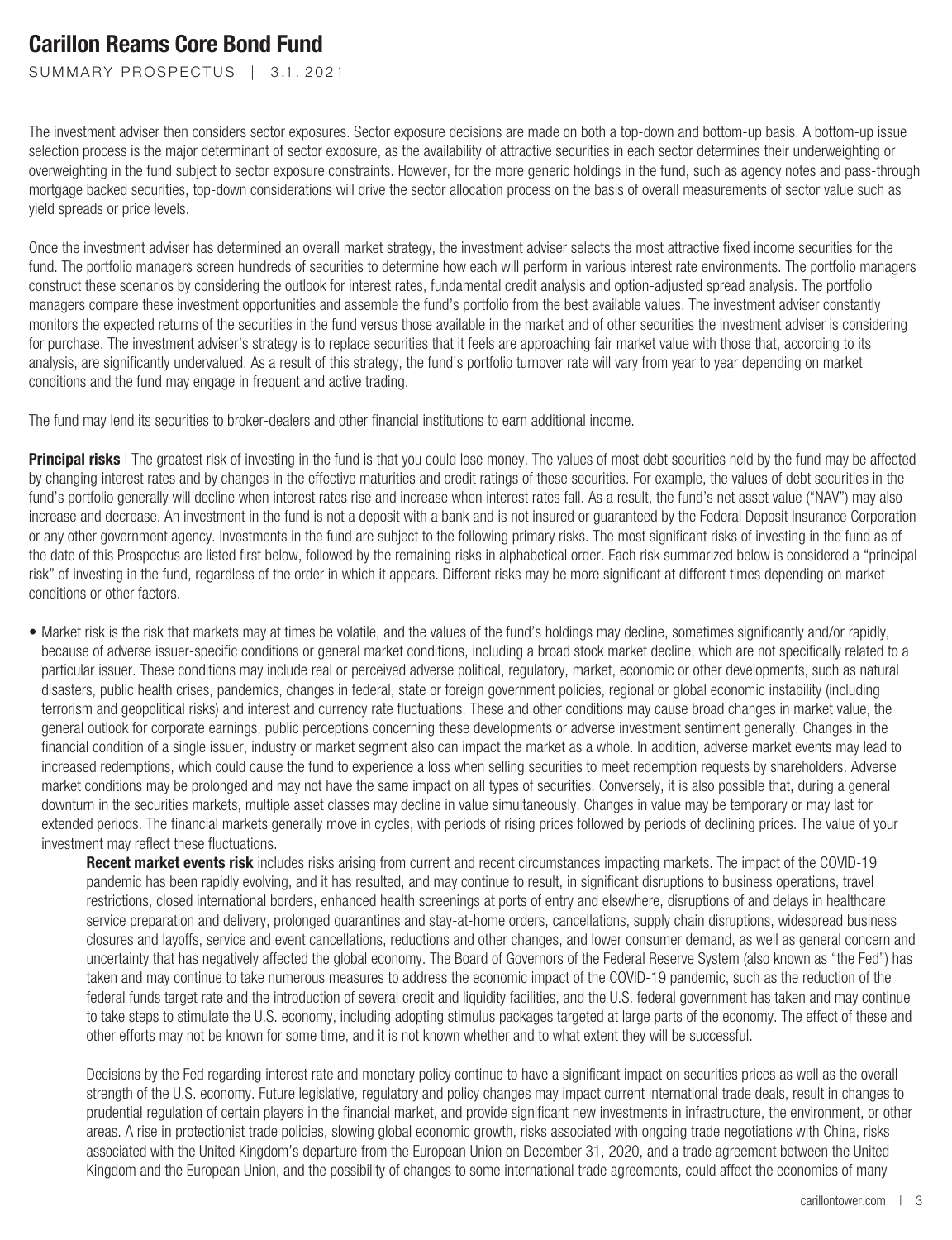The investment adviser then considers sector exposures. Sector exposure decisions are made on both a top-down and bottom-up basis. A bottom-up issue selection process is the major determinant of sector exposure, as the availability of attractive securities in each sector determines their underweighting or overweighting in the fund subject to sector exposure constraints. However, for the more generic holdings in the fund, such as agency notes and pass-through mortgage backed securities, top-down considerations will drive the sector allocation process on the basis of overall measurements of sector value such as yield spreads or price levels.

Once the investment adviser has determined an overall market strategy, the investment adviser selects the most attractive fixed income securities for the fund. The portfolio managers screen hundreds of securities to determine how each will perform in various interest rate environments. The portfolio managers construct these scenarios by considering the outlook for interest rates, fundamental credit analysis and option-adjusted spread analysis. The portfolio managers compare these investment opportunities and assemble the fund's portfolio from the best available values. The investment adviser constantly monitors the expected returns of the securities in the fund versus those available in the market and of other securities the investment adviser is considering for purchase. The investment adviser's strategy is to replace securities that it feels are approaching fair market value with those that, according to its analysis, are significantly undervalued. As a result of this strategy, the fund's portfolio turnover rate will vary from year to year depending on market conditions and the fund may engage in frequent and active trading.

The fund may lend its securities to broker-dealers and other financial institutions to earn additional income.

**Principal risks** | The greatest risk of investing in the fund is that you could lose money. The values of most debt securities held by the fund may be affected by changing interest rates and by changes in the effective maturities and credit ratings of these securities. For example, the values of debt securities in the fund's portfolio generally will decline when interest rates rise and increase when interest rates fall. As a result, the fund's net asset value ("NAV") may also increase and decrease. An investment in the fund is not a deposit with a bank and is not insured or guaranteed by the Federal Deposit Insurance Corporation or any other government agency. Investments in the fund are subject to the following primary risks. The most significant risks of investing in the fund as of the date of this Prospectus are listed first below, followed by the remaining risks in alphabetical order. Each risk summarized below is considered a "principal risk" of investing in the fund, regardless of the order in which it appears. Different risks may be more significant at different times depending on market conditions or other factors.

- Market risk is the risk that markets may at times be volatile, and the values of the fund's holdings may decline, sometimes significantly and/or rapidly, because of adverse issuer-specific conditions or general market conditions, including a broad stock market decline, which are not specifically related to a particular issuer. These conditions may include real or perceived adverse political, regulatory, market, economic or other developments, such as natural disasters, public health crises, pandemics, changes in federal, state or foreign government policies, regional or global economic instability (including terrorism and geopolitical risks) and interest and currency rate fluctuations. These and other conditions may cause broad changes in market value, the general outlook for corporate earnings, public perceptions concerning these developments or adverse investment sentiment generally. Changes in the financial condition of a single issuer, industry or market segment also can impact the market as a whole. In addition, adverse market events may lead to increased redemptions, which could cause the fund to experience a loss when selling securities to meet redemption requests by shareholders. Adverse market conditions may be prolonged and may not have the same impact on all types of securities. Conversely, it is also possible that, during a general downturn in the securities markets, multiple asset classes may decline in value simultaneously. Changes in value may be temporary or may last for extended periods. The financial markets generally move in cycles, with periods of rising prices followed by periods of declining prices. The value of your investment may reflect these fluctuations.

  **Recent market events risk** includes risks arising from current and recent circumstances impacting markets. The impact of the COVID-19 pandemic has been rapidly evolving, and it has resulted, and may continue to result, in significant disruptions to business operations, travel restrictions, closed international borders, enhanced health screenings at ports of entry and elsewhere, disruptions of and delays in healthcare service preparation and delivery, prolonged quarantines and stay-at-home orders, cancellations, supply chain disruptions, widespread business closures and layoffs, service and event cancellations, reductions and other changes, and lower consumer demand, as well as general concern and uncertainty that has negatively affected the global economy. The Board of Governors of the Federal Reserve System (also known as "the Fed") has taken and may continue to take numerous measures to address the economic impact of the COVID-19 pandemic, such as the reduction of the federal funds target rate and the introduction of several credit and liquidity facilities, and the U.S. federal government has taken and may continue to take steps to stimulate the U.S. economy, including adopting stimulus packages targeted at large parts of the economy. The effect of these and other efforts may not be known for some time, and it is not known whether and to what extent they will be successful.

  Decisions by the Fed regarding interest rate and monetary policy continue to have a significant impact on securities prices as well as the overall strength of the U.S. economy. Future legislative, regulatory and policy changes may impact current international trade deals, result in changes to prudential regulation of certain players in the financial market, and provide significant new investments in infrastructure, the environment, or other areas. A rise in protectionist trade policies, slowing global economic growth, risks associated with ongoing trade negotiations with China, risks associated with the United Kingdom's departure from the European Union on December 31, 2020, and a trade agreement between the United Kingdom and the European Union, and the possibility of changes to some international trade agreements, could affect the economies of many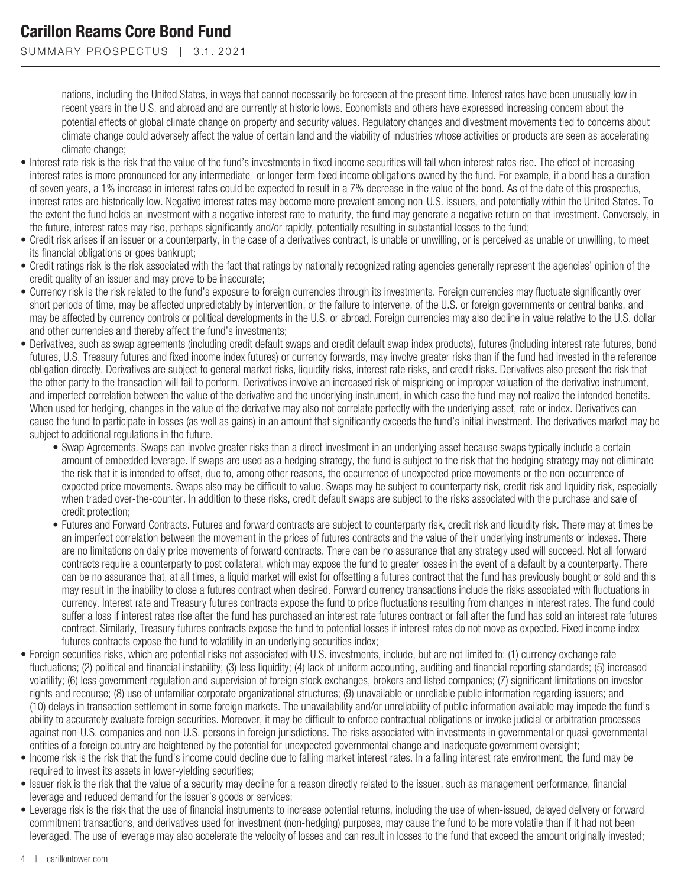nations, including the United States, in ways that cannot necessarily be foreseen at the present time. Interest rates have been unusually low in recent years in the U.S. and abroad and are currently at historic lows. Economists and others have expressed increasing concern about the potential effects of global climate change on property and security values. Regulatory changes and divestment movements tied to concerns about climate change could adversely affect the value of certain land and the viability of industries whose activities or products are seen as accelerating climate change;

- Interest rate risk is the risk that the value of the fund's investments in fixed income securities will fall when interest rates rise. The effect of increasing interest rates is more pronounced for any intermediate- or longer-term fixed income obligations owned by the fund. For example, if a bond has a duration of seven years, a 1% increase in interest rates could be expected to result in a 7% decrease in the value of the bond. As of the date of this prospectus, interest rates are historically low. Negative interest rates may become more prevalent among non-U.S. issuers, and potentially within the United States. To the extent the fund holds an investment with a negative interest rate to maturity, the fund may generate a negative return on that investment. Conversely, in the future, interest rates may rise, perhaps significantly and/or rapidly, potentially resulting in substantial losses to the fund;
- Credit risk arises if an issuer or a counterparty, in the case of a derivatives contract, is unable or unwilling, or is perceived as unable or unwilling, to meet its financial obligations or goes bankrupt;
- Credit ratings risk is the risk associated with the fact that ratings by nationally recognized rating agencies generally represent the agencies' opinion of the credit quality of an issuer and may prove to be inaccurate;
- Currency risk is the risk related to the fund's exposure to foreign currencies through its investments. Foreign currencies may fluctuate significantly over short periods of time, may be affected unpredictably by intervention, or the failure to intervene, of the U.S. or foreign governments or central banks, and may be affected by currency controls or political developments in the U.S. or abroad. Foreign currencies may also decline in value relative to the U.S. dollar and other currencies and thereby affect the fund's investments;
- Derivatives, such as swap agreements (including credit default swaps and credit default swap index products), futures (including interest rate futures, bond futures, U.S. Treasury futures and fixed income index futures) or currency forwards, may involve greater risks than if the fund had invested in the reference obligation directly. Derivatives are subject to general market risks, liquidity risks, interest rate risks, and credit risks. Derivatives also present the risk that the other party to the transaction will fail to perform. Derivatives involve an increased risk of mispricing or improper valuation of the derivative instrument, and imperfect correlation between the value of the derivative and the underlying instrument, in which case the fund may not realize the intended benefits. When used for hedging, changes in the value of the derivative may also not correlate perfectly with the underlying asset, rate or index. Derivatives can cause the fund to participate in losses (as well as gains) in an amount that significantly exceeds the fund's initial investment. The derivatives market may be subject to additional regulations in the future.
    - Swap Agreements. Swaps can involve greater risks than a direct investment in an underlying asset because swaps typically include a certain amount of embedded leverage. If swaps are used as a hedging strategy, the fund is subject to the risk that the hedging strategy may not eliminate the risk that it is intended to offset, due to, among other reasons, the occurrence of unexpected price movements or the non-occurrence of expected price movements. Swaps also may be difficult to value. Swaps may be subject to counterparty risk, credit risk and liquidity risk, especially when traded over-the-counter. In addition to these risks, credit default swaps are subject to the risks associated with the purchase and sale of credit protection;
    - Futures and Forward Contracts. Futures and forward contracts are subject to counterparty risk, credit risk and liquidity risk. There may at times be an imperfect correlation between the movement in the prices of futures contracts and the value of their underlying instruments or indexes. There are no limitations on daily price movements of forward contracts. There can be no assurance that any strategy used will succeed. Not all forward contracts require a counterparty to post collateral, which may expose the fund to greater losses in the event of a default by a counterparty. There can be no assurance that, at all times, a liquid market will exist for offsetting a futures contract that the fund has previously bought or sold and this may result in the inability to close a futures contract when desired. Forward currency transactions include the risks associated with fluctuations in currency. Interest rate and Treasury futures contracts expose the fund to price fluctuations resulting from changes in interest rates. The fund could suffer a loss if interest rates rise after the fund has purchased an interest rate futures contract or fall after the fund has sold an interest rate futures contract. Similarly, Treasury futures contracts expose the fund to potential losses if interest rates do not move as expected. Fixed income index futures contracts expose the fund to volatility in an underlying securities index;
- Foreign securities risks, which are potential risks not associated with U.S. investments, include, but are not limited to: (1) currency exchange rate fluctuations; (2) political and financial instability; (3) less liquidity; (4) lack of uniform accounting, auditing and financial reporting standards; (5) increased volatility; (6) less government regulation and supervision of foreign stock exchanges, brokers and listed companies; (7) significant limitations on investor rights and recourse; (8) use of unfamiliar corporate organizational structures; (9) unavailable or unreliable public information regarding issuers; and (10) delays in transaction settlement in some foreign markets. The unavailability and/or unreliability of public information available may impede the fund's ability to accurately evaluate foreign securities. Moreover, it may be difficult to enforce contractual obligations or invoke judicial or arbitration processes against non-U.S. companies and non-U.S. persons in foreign jurisdictions. The risks associated with investments in governmental or quasi-governmental entities of a foreign country are heightened by the potential for unexpected governmental change and inadequate government oversight;
- Income risk is the risk that the fund's income could decline due to falling market interest rates. In a falling interest rate environment, the fund may be required to invest its assets in lower-yielding securities;
- Issuer risk is the risk that the value of a security may decline for a reason directly related to the issuer, such as management performance, financial leverage and reduced demand for the issuer's goods or services;
- Leverage risk is the risk that the use of financial instruments to increase potential returns, including the use of when-issued, delayed delivery or forward commitment transactions, and derivatives used for investment (non-hedging) purposes, may cause the fund to be more volatile than if it had not been leveraged. The use of leverage may also accelerate the velocity of losses and can result in losses to the fund that exceed the amount originally invested;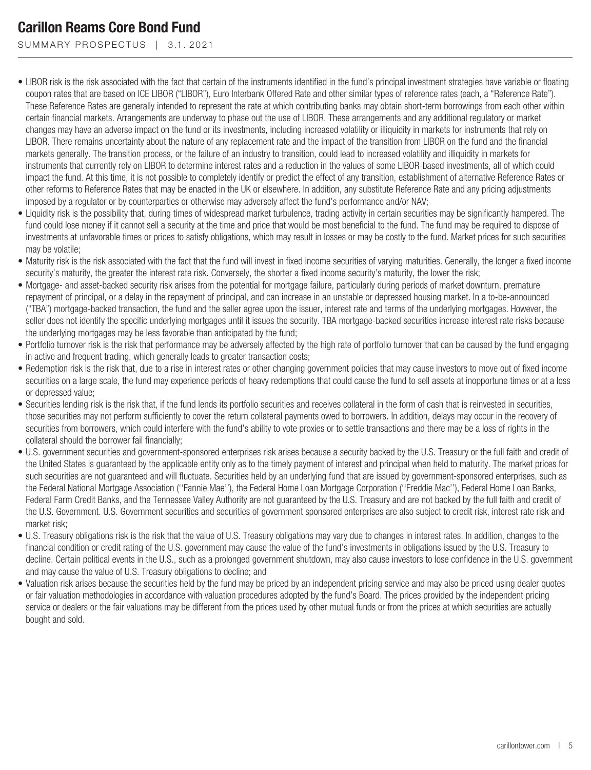- LIBOR risk is the risk associated with the fact that certain of the instruments identified in the fund's principal investment strategies have variable or floating coupon rates that are based on ICE LIBOR ("LIBOR"), Euro Interbank Offered Rate and other similar types of reference rates (each, a "Reference Rate"). These Reference Rates are generally intended to represent the rate at which contributing banks may obtain short-term borrowings from each other within certain financial markets. Arrangements are underway to phase out the use of LIBOR. These arrangements and any additional regulatory or market changes may have an adverse impact on the fund or its investments, including increased volatility or illiquidity in markets for instruments that rely on LIBOR. There remains uncertainty about the nature of any replacement rate and the impact of the transition from LIBOR on the fund and the financial markets generally. The transition process, or the failure of an industry to transition, could lead to increased volatility and illiquidity in markets for instruments that currently rely on LIBOR to determine interest rates and a reduction in the values of some LIBOR-based investments, all of which could impact the fund. At this time, it is not possible to completely identify or predict the effect of any transition, establishment of alternative Reference Rates or other reforms to Reference Rates that may be enacted in the UK or elsewhere. In addition, any substitute Reference Rate and any pricing adjustments imposed by a regulator or by counterparties or otherwise may adversely affect the fund's performance and/or NAV;
- Liquidity risk is the possibility that, during times of widespread market turbulence, trading activity in certain securities may be significantly hampered. The fund could lose money if it cannot sell a security at the time and price that would be most beneficial to the fund. The fund may be required to dispose of investments at unfavorable times or prices to satisfy obligations, which may result in losses or may be costly to the fund. Market prices for such securities may be volatile;
- Maturity risk is the risk associated with the fact that the fund will invest in fixed income securities of varying maturities. Generally, the longer a fixed income security's maturity, the greater the interest rate risk. Conversely, the shorter a fixed income security's maturity, the lower the risk;
- Mortgage- and asset-backed security risk arises from the potential for mortgage failure, particularly during periods of market downturn, premature repayment of principal, or a delay in the repayment of principal, and can increase in an unstable or depressed housing market. In a to-be-announced ("TBA") mortgage-backed transaction, the fund and the seller agree upon the issuer, interest rate and terms of the underlying mortgages. However, the seller does not identify the specific underlying mortgages until it issues the security. TBA mortgage-backed securities increase interest rate risks because the underlying mortgages may be less favorable than anticipated by the fund;
- Portfolio turnover risk is the risk that performance may be adversely affected by the high rate of portfolio turnover that can be caused by the fund engaging in active and frequent trading, which generally leads to greater transaction costs;
- Redemption risk is the risk that, due to a rise in interest rates or other changing government policies that may cause investors to move out of fixed income securities on a large scale, the fund may experience periods of heavy redemptions that could cause the fund to sell assets at inopportune times or at a loss or depressed value;
- Securities lending risk is the risk that, if the fund lends its portfolio securities and receives collateral in the form of cash that is reinvested in securities, those securities may not perform sufficiently to cover the return collateral payments owed to borrowers. In addition, delays may occur in the recovery of securities from borrowers, which could interfere with the fund's ability to vote proxies or to settle transactions and there may be a loss of rights in the collateral should the borrower fail financially;
- U.S. government securities and government-sponsored enterprises risk arises because a security backed by the U.S. Treasury or the full faith and credit of the United States is guaranteed by the applicable entity only as to the timely payment of interest and principal when held to maturity. The market prices for such securities are not guaranteed and will fluctuate. Securities held by an underlying fund that are issued by government-sponsored enterprises, such as the Federal National Mortgage Association (''Fannie Mae''), the Federal Home Loan Mortgage Corporation (''Freddie Mac''), Federal Home Loan Banks, Federal Farm Credit Banks, and the Tennessee Valley Authority are not guaranteed by the U.S. Treasury and are not backed by the full faith and credit of the U.S. Government. U.S. Government securities and securities of government sponsored enterprises are also subject to credit risk, interest rate risk and market risk;
- U.S. Treasury obligations risk is the risk that the value of U.S. Treasury obligations may vary due to changes in interest rates. In addition, changes to the financial condition or credit rating of the U.S. government may cause the value of the fund's investments in obligations issued by the U.S. Treasury to decline. Certain political events in the U.S., such as a prolonged government shutdown, may also cause investors to lose confidence in the U.S. government and may cause the value of U.S. Treasury obligations to decline; and
- Valuation risk arises because the securities held by the fund may be priced by an independent pricing service and may also be priced using dealer quotes or fair valuation methodologies in accordance with valuation procedures adopted by the fund's Board. The prices provided by the independent pricing service or dealers or the fair valuations may be different from the prices used by other mutual funds or from the prices at which securities are actually bought and sold.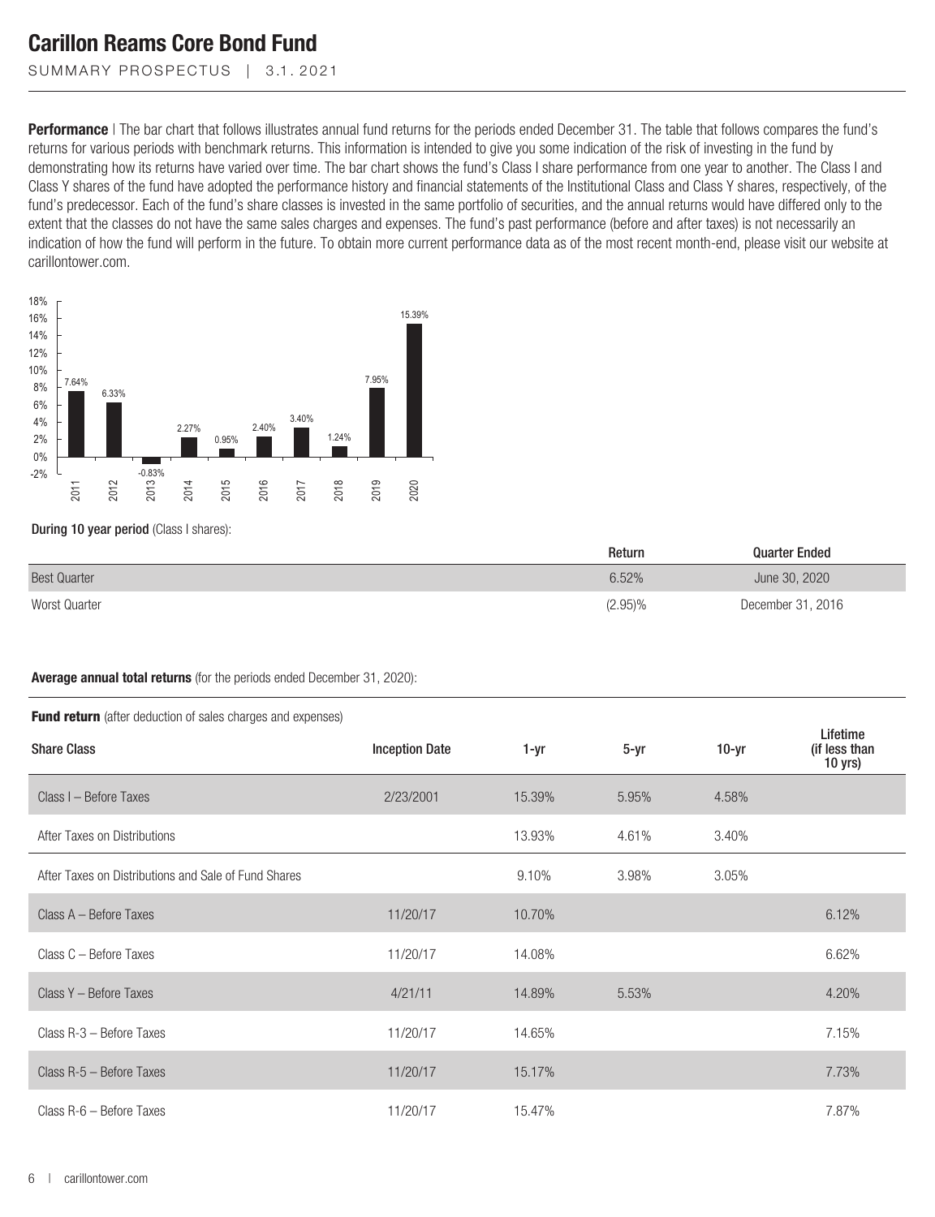**Performance** | The bar chart that follows illustrates annual fund returns for the periods ended December 31. The table that follows compares the fund's returns for various periods with benchmark returns. This information is intended to give you some indication of the risk of investing in the fund by demonstrating how its returns have varied over time. The bar chart shows the fund's Class I share performance from one year to another. The Class I and Class Y shares of the fund have adopted the performance history and financial statements of the Institutional Class and Class Y shares, respectively, of the fund's predecessor. Each of the fund's share classes is invested in the same portfolio of securities, and the annual returns would have differed only to the extent that the classes do not have the same sales charges and expenses. The fund's past performance (before and after taxes) is not necessarily an indication of how the fund will perform in the future. To obtain more current performance data as of the most recent month-end, please visit our website at carillontower.com.

| Year | Return |
|---|---|
| 2011 | 7.64% |
| 2012 | 6.33% |
| 2013 | -0.83% |
| 2014 | 2.27% |
| 2015 | 0.95% |
| 2016 | 2.40% |
| 2017 | 3.40% |
| 2018 | 1.24% |
| 2019 | 7.95% |
| 2020 | 15.39% |

**During 10 year period** (Class I shares):

| | Return | Quarter Ended |
|---|---|---|
| Best Quarter | 6.52% | June 30, 2020 |
| Worst Quarter | (2.95)% | December 31, 2016 |

**Average annual total returns** (for the periods ended December 31, 2020):

**Fund return** (after deduction of sales charges and expenses)

| Share Class | Inception Date | 1-yr | 5-yr | 10-yr | Lifetime (if less than 10 yrs) |
|---|---|---|---|---|---|
| Class I – Before Taxes | 2/23/2001 | 15.39% | 5.95% | 4.58% | |
| After Taxes on Distributions | | 13.93% | 4.61% | 3.40% | |
| After Taxes on Distributions and Sale of Fund Shares | | 9.10% | 3.98% | 3.05% | |
| Class A – Before Taxes | 11/20/17 | 10.70% | | | 6.12% |
| Class C – Before Taxes | 11/20/17 | 14.08% | | | 6.62% |
| Class Y – Before Taxes | 4/21/11 | 14.89% | 5.53% | | 4.20% |
| Class R-3 – Before Taxes | 11/20/17 | 14.65% | | | 7.15% |
| Class R-5 – Before Taxes | 11/20/17 | 15.17% | | | 7.73% |
| Class R-6 – Before Taxes | 11/20/17 | 15.47% | | | 7.87% |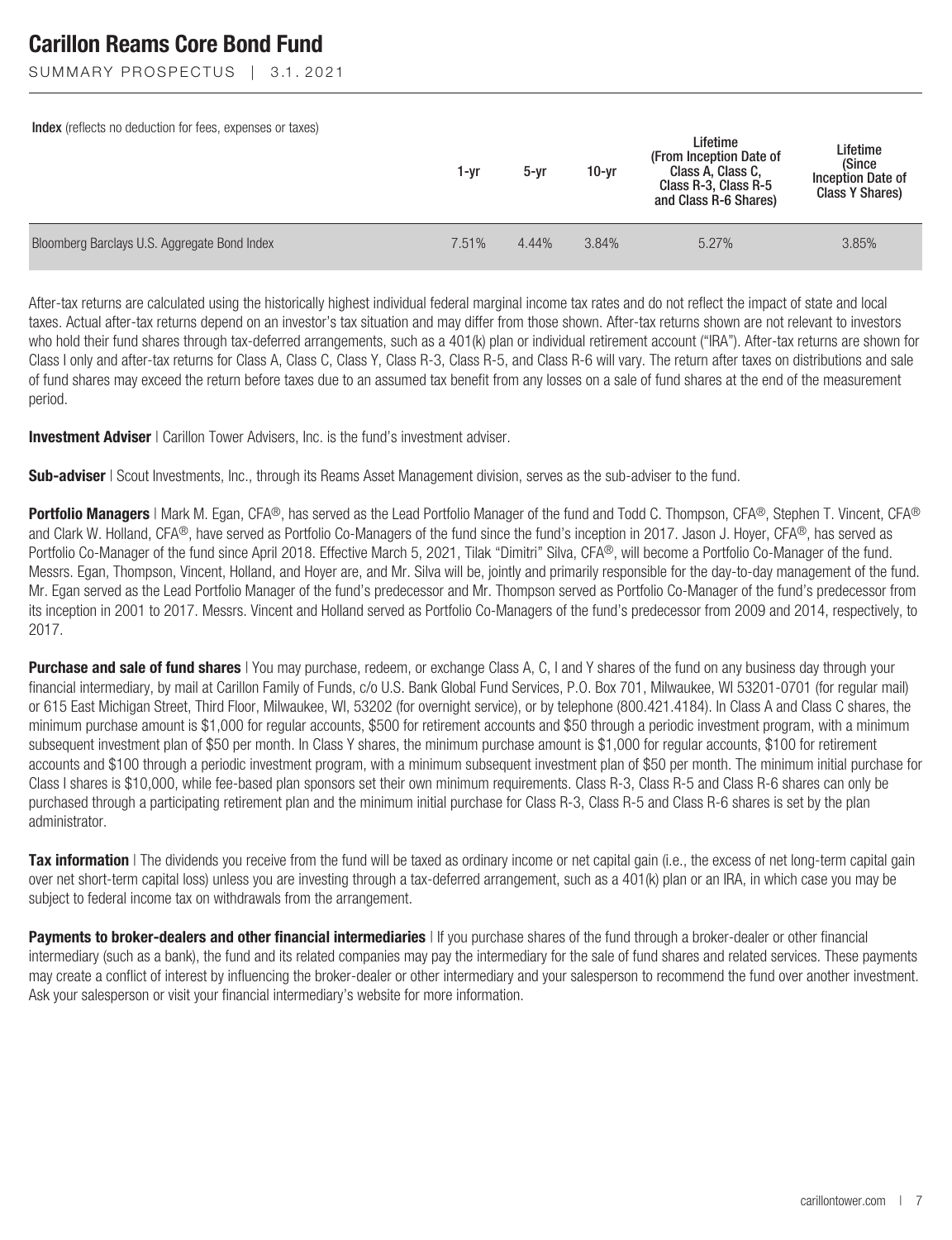| **Index** (reflects no deduction for fees, expenses or taxes) | 1-yr | 5-yr | 10-yr | Lifetime (From Inception Date of Class A, Class C, Class R-3, Class R-5 and Class R-6 Shares) | Lifetime (Since Inception Date of Class Y Shares) |
| --- | --- | --- | --- | --- | --- |
| Bloomberg Barclays U.S. Aggregate Bond Index | 7.51% | 4.44% | 3.84% | 5.27% | 3.85% |

After-tax returns are calculated using the historically highest individual federal marginal income tax rates and do not reflect the impact of state and local taxes. Actual after-tax returns depend on an investor's tax situation and may differ from those shown. After-tax returns shown are not relevant to investors who hold their fund shares through tax-deferred arrangements, such as a 401(k) plan or individual retirement account ("IRA"). After-tax returns are shown for Class I only and after-tax returns for Class A, Class C, Class Y, Class R-3, Class R-5, and Class R-6 will vary. The return after taxes on distributions and sale of fund shares may exceed the return before taxes due to an assumed tax benefit from any losses on a sale of fund shares at the end of the measurement period.

**Investment Adviser** | Carillon Tower Advisers, Inc. is the fund's investment adviser.

**Sub-adviser** | Scout Investments, Inc., through its Reams Asset Management division, serves as the sub-adviser to the fund.

**Portfolio Managers** | Mark M. Egan, CFA®, has served as the Lead Portfolio Manager of the fund and Todd C. Thompson, CFA®, Stephen T. Vincent, CFA® and Clark W. Holland, CFA®, have served as Portfolio Co-Managers of the fund since the fund's inception in 2017. Jason J. Hoyer, CFA®, has served as Portfolio Co-Manager of the fund since April 2018. Effective March 5, 2021, Tilak "Dimitri" Silva, CFA®, will become a Portfolio Co-Manager of the fund. Messrs. Egan, Thompson, Vincent, Holland, and Hoyer are, and Mr. Silva will be, jointly and primarily responsible for the day-to-day management of the fund. Mr. Egan served as the Lead Portfolio Manager of the fund's predecessor and Mr. Thompson served as Portfolio Co-Manager of the fund's predecessor from its inception in 2001 to 2017. Messrs. Vincent and Holland served as Portfolio Co-Managers of the fund's predecessor from 2009 and 2014, respectively, to 2017.

**Purchase and sale of fund shares** | You may purchase, redeem, or exchange Class A, C, I and Y shares of the fund on any business day through your financial intermediary, by mail at Carillon Family of Funds, c/o U.S. Bank Global Fund Services, P.O. Box 701, Milwaukee, WI 53201-0701 (for regular mail) or 615 East Michigan Street, Third Floor, Milwaukee, WI, 53202 (for overnight service), or by telephone (800.421.4184). In Class A and Class C shares, the minimum purchase amount is $1,000 for regular accounts, $500 for retirement accounts and $50 through a periodic investment program, with a minimum subsequent investment plan of $50 per month. In Class Y shares, the minimum purchase amount is $1,000 for regular accounts, $100 for retirement accounts and $100 through a periodic investment program, with a minimum subsequent investment plan of $50 per month. The minimum initial purchase for Class I shares is $10,000, while fee-based plan sponsors set their own minimum requirements. Class R-3, Class R-5 and Class R-6 shares can only be purchased through a participating retirement plan and the minimum initial purchase for Class R-3, Class R-5 and Class R-6 shares is set by the plan administrator.

**Tax information** | The dividends you receive from the fund will be taxed as ordinary income or net capital gain (i.e., the excess of net long-term capital gain over net short-term capital loss) unless you are investing through a tax-deferred arrangement, such as a 401(k) plan or an IRA, in which case you may be subject to federal income tax on withdrawals from the arrangement.

**Payments to broker-dealers and other financial intermediaries** | If you purchase shares of the fund through a broker-dealer or other financial intermediary (such as a bank), the fund and its related companies may pay the intermediary for the sale of fund shares and related services. These payments may create a conflict of interest by influencing the broker-dealer or other intermediary and your salesperson to recommend the fund over another investment. Ask your salesperson or visit your financial intermediary's website for more information.